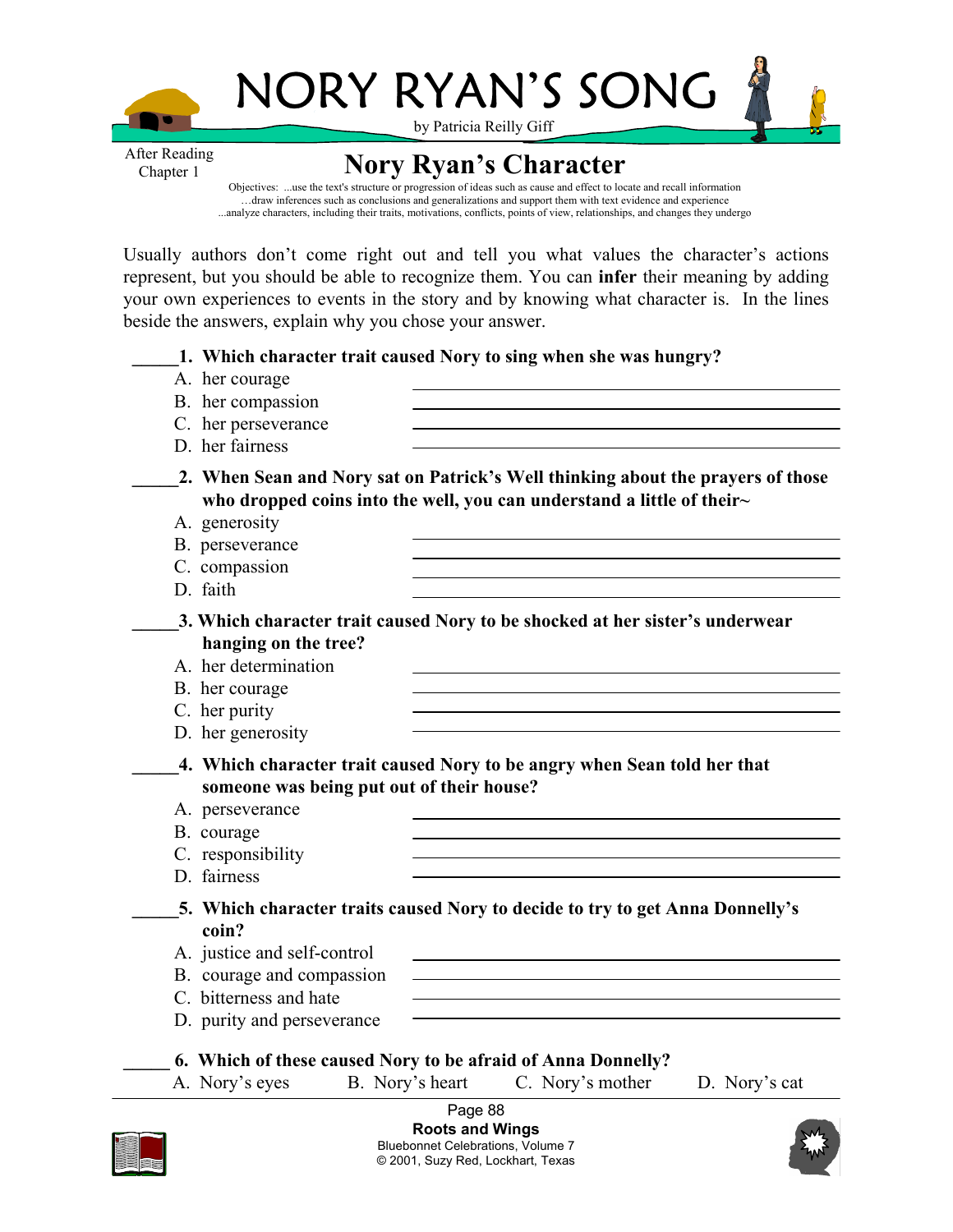# NORY RYAN'S SONG

by Patricia Reilly Giff

After Reading Chapter 1

## Nory Ryan's Character

Objectives: ...use the text's structure or progression of ideas such as cause and effect to locate and recall information
…draw inferences such as conclusions and generalizations and support them with text evidence and experience
...analyze characters, including their traits, motivations, conflicts, points of view, relationships, and changes they undergo

Usually authors don't come right out and tell you what values the character's actions represent, but you should be able to recognize them. You can **infer** their meaning by adding your own experiences to events in the story and by knowing what character is. In the lines beside the answers, explain why you chose your answer.

_____**1. Which character trait caused Nory to sing when she was hungry?**

A. her courage ____________________
B. her compassion ____________________
C. her perseverance ____________________
D. her fairness ____________________

_____**2. When Sean and Nory sat on Patrick's Well thinking about the prayers of those who dropped coins into the well, you can understand a little of their~**

A. generosity
B. perseverance ____________________
C. compassion ____________________
D. faith ____________________

_____**3. Which character trait caused Nory to be shocked at her sister's underwear hanging on the tree?**

A. her determination ____________________
B. her courage ____________________
C. her purity ____________________
D. her generosity ____________________

_____**4. Which character trait caused Nory to be angry when Sean told her that someone was being put out of their house?**

A. perseverance ____________________
B. courage ____________________
C. responsibility ____________________
D. fairness ____________________

_____**5. Which character traits caused Nory to decide to try to get Anna Donnelly's coin?**

A. justice and self-control ____________________
B. courage and compassion ____________________
C. bitterness and hate ____________________
D. purity and perseverance ____________________

_____ **6. Which of these caused Nory to be afraid of Anna Donnelly?**

A. Nory's eyes B. Nory's heart C. Nory's mother D. Nory's cat

Roots and Wings
Bluebonnet Celebrations, Volume 7
© 2001, Suzy Red, Lockhart, Texas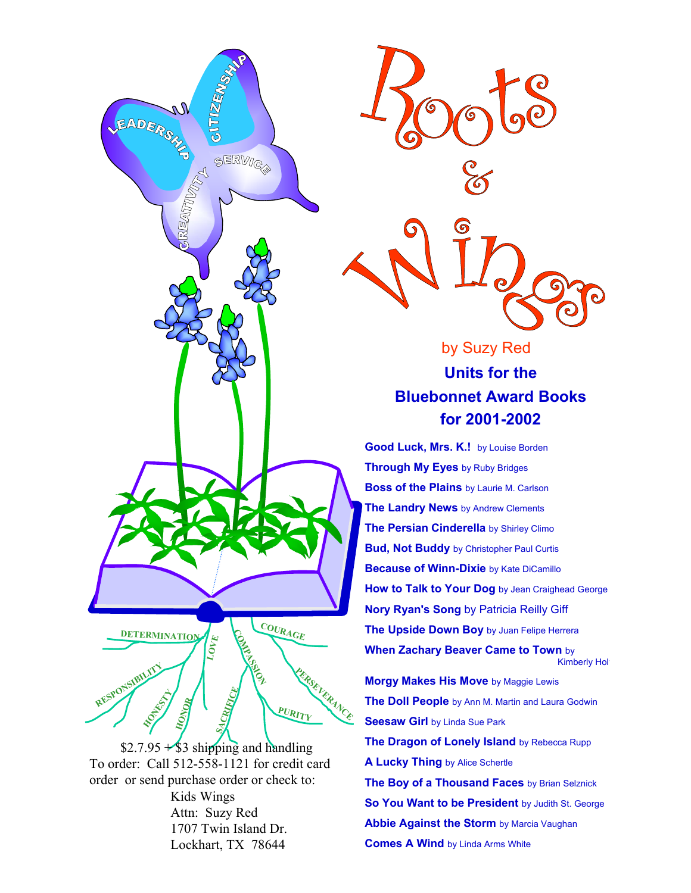# Roots & Wings

by Suzy Red

## Units for the Bluebonnet Award Books for 2001-2002

**Good Luck, Mrs. K.!** by Louise Borden

**Through My Eyes** by Ruby Bridges

**Boss of the Plains** by Laurie M. Carlson

**The Landry News** by Andrew Clements

**The Persian Cinderella** by Shirley Climo

**Bud, Not Buddy** by Christopher Paul Curtis

**Because of Winn-Dixie** by Kate DiCamillo

**How to Talk to Your Dog** by Jean Craighead George

**Nory Ryan's Song** by Patricia Reilly Giff

**The Upside Down Boy** by Juan Felipe Herrera

**When Zachary Beaver Came to Town** by Kimberly Hol

**Morgy Makes His Move** by Maggie Lewis

**The Doll People** by Ann M. Martin and Laura Godwin

**Seesaw Girl** by Linda Sue Park

**The Dragon of Lonely Island** by Rebecca Rupp

**A Lucky Thing** by Alice Schertle

**The Boy of a Thousand Faces** by Brian Selznick

**So You Want to be President** by Judith St. George

**Abbie Against the Storm** by Marcia Vaughan

**Comes A Wind** by Linda Arms White

LEADERSHIP CITIZENSHIP SERVICE CREATIVITY

DETERMINATION LOVE COMPASSION COURAGE RESPONSIBILITY HONESTY HONOR SACRIFICE PERSEVERANCE PURITY

$2.7.95 + $3 shipping and handling

To order: Call 512-558-1121 for credit card order or send purchase order or check to:

Kids Wings
Attn: Suzy Red
1707 Twin Island Dr.
Lockhart, TX 78644